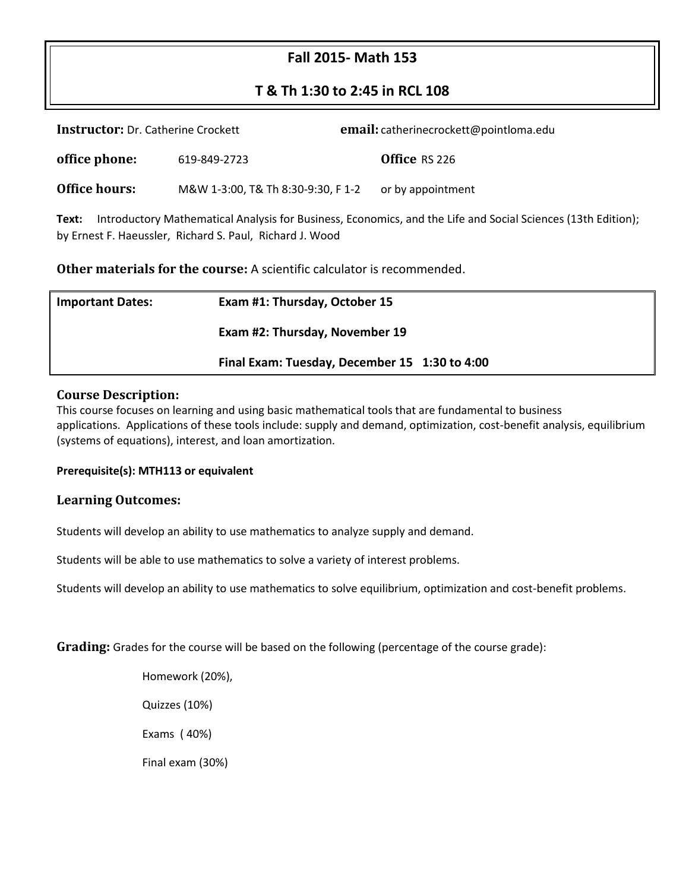# Fall 2015- Math 153

## T & Th 1:30 to 2:45 in RCL 108

**Instructor:** Dr. Catherine Crockett **email:** catherinecrockett@pointloma.edu

**office phone:** 619-849-2723 **Office** RS 226

**Office hours:** M&W 1-3:00, T& Th 8:30-9:30, F 1-2 or by appointment

**Text:** Introductory Mathematical Analysis for Business, Economics, and the Life and Social Sciences (13th Edition); by Ernest F. Haeussler, Richard S. Paul, Richard J. Wood

**Other materials for the course:** A scientific calculator is recommended.

| **Important Dates:** | **Exam #1: Thursday, October 15** |
|---|---|
| | **Exam #2: Thursday, November 19** |
| | **Final Exam: Tuesday, December 15 1:30 to 4:00** |

### Course Description:

This course focuses on learning and using basic mathematical tools that are fundamental to business applications. Applications of these tools include: supply and demand, optimization, cost-benefit analysis, equilibrium (systems of equations), interest, and loan amortization.

**Prerequisite(s): MTH113 or equivalent**

### Learning Outcomes:

Students will develop an ability to use mathematics to analyze supply and demand.

Students will be able to use mathematics to solve a variety of interest problems.

Students will develop an ability to use mathematics to solve equilibrium, optimization and cost-benefit problems.

**Grading:** Grades for the course will be based on the following (percentage of the course grade):

Homework (20%),

Quizzes (10%)

Exams ( 40%)

Final exam (30%)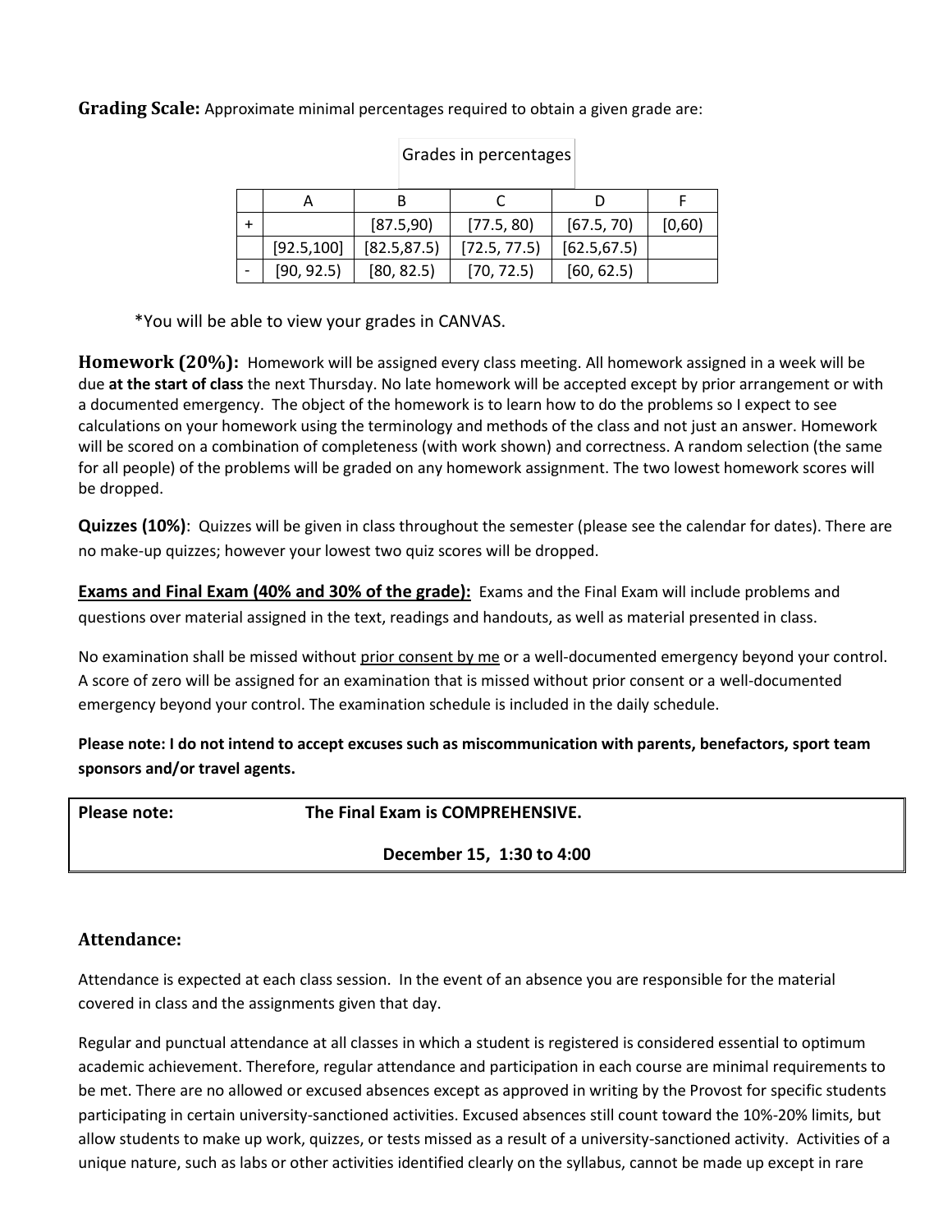**Grading Scale:** Approximate minimal percentages required to obtain a given grade are:

Grades in percentages

| | A | B | C | D | F |
|---|---|---|---|---|---|
| + | | [87.5,90) | [77.5, 80) | [67.5, 70) | [0,60) |
| | [92.5,100] | [82.5,87.5) | [72.5, 77.5) | [62.5,67.5) | |
| - | [90, 92.5) | [80, 82.5) | [70, 72.5) | [60, 62.5) | |

*You will be able to view your grades in CANVAS.

**Homework (20%):** Homework will be assigned every class meeting. All homework assigned in a week will be due **at the start of class** the next Thursday. No late homework will be accepted except by prior arrangement or with a documented emergency. The object of the homework is to learn how to do the problems so I expect to see calculations on your homework using the terminology and methods of the class and not just an answer. Homework will be scored on a combination of completeness (with work shown) and correctness. A random selection (the same for all people) of the problems will be graded on any homework assignment. The two lowest homework scores will be dropped.

**Quizzes (10%)**: Quizzes will be given in class throughout the semester (please see the calendar for dates). There are no make-up quizzes; however your lowest two quiz scores will be dropped.

**Exams and Final Exam (40% and 30% of the grade):** Exams and the Final Exam will include problems and questions over material assigned in the text, readings and handouts, as well as material presented in class.

No examination shall be missed without prior consent by me or a well-documented emergency beyond your control. A score of zero will be assigned for an examination that is missed without prior consent or a well-documented emergency beyond your control. The examination schedule is included in the daily schedule.

**Please note: I do not intend to accept excuses such as miscommunication with parents, benefactors, sport team sponsors and/or travel agents.**

| **Please note:** | **The Final Exam is COMPREHENSIVE.** |
|---|---|
| | **December 15, 1:30 to 4:00** |

## Attendance:

Attendance is expected at each class session. In the event of an absence you are responsible for the material covered in class and the assignments given that day.

Regular and punctual attendance at all classes in which a student is registered is considered essential to optimum academic achievement. Therefore, regular attendance and participation in each course are minimal requirements to be met. There are no allowed or excused absences except as approved in writing by the Provost for specific students participating in certain university-sanctioned activities. Excused absences still count toward the 10%-20% limits, but allow students to make up work, quizzes, or tests missed as a result of a university-sanctioned activity. Activities of a unique nature, such as labs or other activities identified clearly on the syllabus, cannot be made up except in rare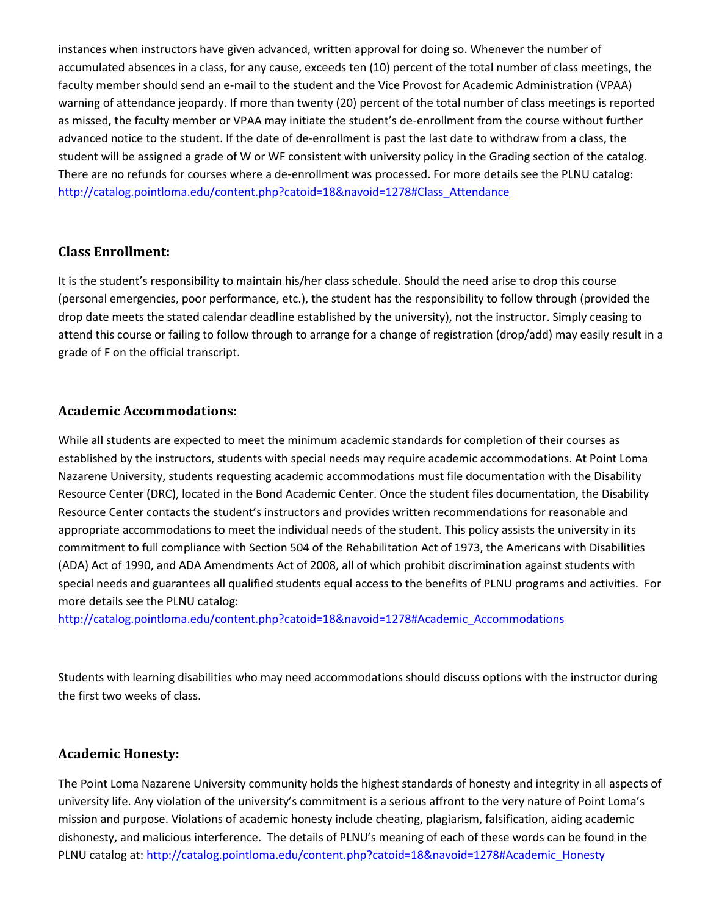instances when instructors have given advanced, written approval for doing so. Whenever the number of accumulated absences in a class, for any cause, exceeds ten (10) percent of the total number of class meetings, the faculty member should send an e-mail to the student and the Vice Provost for Academic Administration (VPAA) warning of attendance jeopardy. If more than twenty (20) percent of the total number of class meetings is reported as missed, the faculty member or VPAA may initiate the student's de-enrollment from the course without further advanced notice to the student. If the date of de-enrollment is past the last date to withdraw from a class, the student will be assigned a grade of W or WF consistent with university policy in the Grading section of the catalog. There are no refunds for courses where a de-enrollment was processed. For more details see the PLNU catalog: http://catalog.pointloma.edu/content.php?catoid=18&navoid=1278#Class_Attendance

## Class Enrollment:

It is the student's responsibility to maintain his/her class schedule. Should the need arise to drop this course (personal emergencies, poor performance, etc.), the student has the responsibility to follow through (provided the drop date meets the stated calendar deadline established by the university), not the instructor. Simply ceasing to attend this course or failing to follow through to arrange for a change of registration (drop/add) may easily result in a grade of F on the official transcript.

## Academic Accommodations:

While all students are expected to meet the minimum academic standards for completion of their courses as established by the instructors, students with special needs may require academic accommodations. At Point Loma Nazarene University, students requesting academic accommodations must file documentation with the Disability Resource Center (DRC), located in the Bond Academic Center. Once the student files documentation, the Disability Resource Center contacts the student's instructors and provides written recommendations for reasonable and appropriate accommodations to meet the individual needs of the student. This policy assists the university in its commitment to full compliance with Section 504 of the Rehabilitation Act of 1973, the Americans with Disabilities (ADA) Act of 1990, and ADA Amendments Act of 2008, all of which prohibit discrimination against students with special needs and guarantees all qualified students equal access to the benefits of PLNU programs and activities. For more details see the PLNU catalog: http://catalog.pointloma.edu/content.php?catoid=18&navoid=1278#Academic_Accommodations

Students with learning disabilities who may need accommodations should discuss options with the instructor during the first two weeks of class.

## Academic Honesty:

The Point Loma Nazarene University community holds the highest standards of honesty and integrity in all aspects of university life. Any violation of the university's commitment is a serious affront to the very nature of Point Loma's mission and purpose. Violations of academic honesty include cheating, plagiarism, falsification, aiding academic dishonesty, and malicious interference. The details of PLNU's meaning of each of these words can be found in the PLNU catalog at: http://catalog.pointloma.edu/content.php?catoid=18&navoid=1278#Academic_Honesty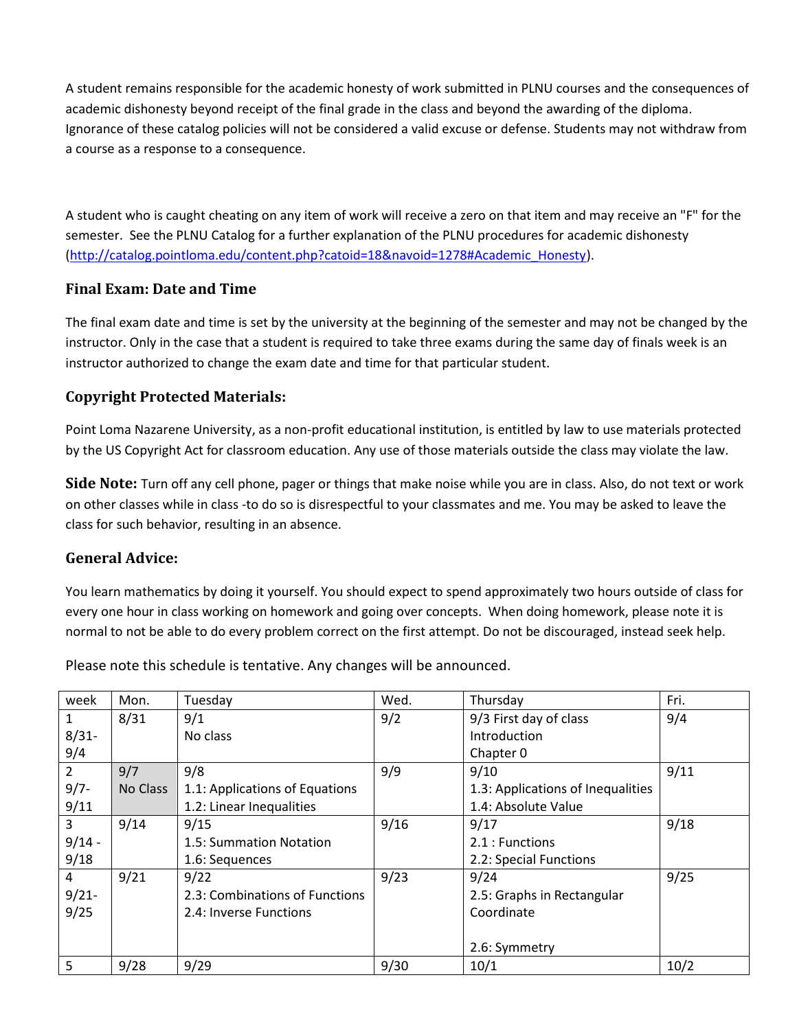A student remains responsible for the academic honesty of work submitted in PLNU courses and the consequences of academic dishonesty beyond receipt of the final grade in the class and beyond the awarding of the diploma. Ignorance of these catalog policies will not be considered a valid excuse or defense. Students may not withdraw from a course as a response to a consequence.

A student who is caught cheating on any item of work will receive a zero on that item and may receive an "F" for the semester. See the PLNU Catalog for a further explanation of the PLNU procedures for academic dishonesty (http://catalog.pointloma.edu/content.php?catoid=18&navoid=1278#Academic_Honesty).

### Final Exam: Date and Time

The final exam date and time is set by the university at the beginning of the semester and may not be changed by the instructor. Only in the case that a student is required to take three exams during the same day of finals week is an instructor authorized to change the exam date and time for that particular student.

### Copyright Protected Materials:

Point Loma Nazarene University, as a non-profit educational institution, is entitled by law to use materials protected by the US Copyright Act for classroom education. Any use of those materials outside the class may violate the law.

**Side Note:** Turn off any cell phone, pager or things that make noise while you are in class. Also, do not text or work on other classes while in class -to do so is disrespectful to your classmates and me. You may be asked to leave the class for such behavior, resulting in an absence.

### General Advice:

You learn mathematics by doing it yourself. You should expect to spend approximately two hours outside of class for every one hour in class working on homework and going over concepts. When doing homework, please note it is normal to not be able to do every problem correct on the first attempt. Do not be discouraged, instead seek help.

Please note this schedule is tentative. Any changes will be announced.

| week | Mon. | Tuesday | Wed. | Thursday | Fri. |
|---|---|---|---|---|---|
| 1<br>8/31-<br>9/4 | 8/31 | 9/1<br>No class | 9/2 | 9/3 First day of class<br>Introduction<br>Chapter 0 | 9/4 |
| 2<br>9/7-<br>9/11 | 9/7<br>No Class | 9/8<br>1.1: Applications of Equations<br>1.2: Linear Inequalities | 9/9 | 9/10<br>1.3: Applications of Inequalities<br>1.4: Absolute Value | 9/11 |
| 3<br>9/14 -<br>9/18 | 9/14 | 9/15<br>1.5: Summation Notation<br>1.6: Sequences | 9/16 | 9/17<br>2.1 : Functions<br>2.2: Special Functions | 9/18 |
| 4<br>9/21-<br>9/25 | 9/21 | 9/22<br>2.3: Combinations of Functions<br>2.4: Inverse Functions | 9/23 | 9/24<br>2.5: Graphs in Rectangular Coordinate<br><br>2.6: Symmetry | 9/25 |
| 5 | 9/28 | 9/29 | 9/30 | 10/1 | 10/2 |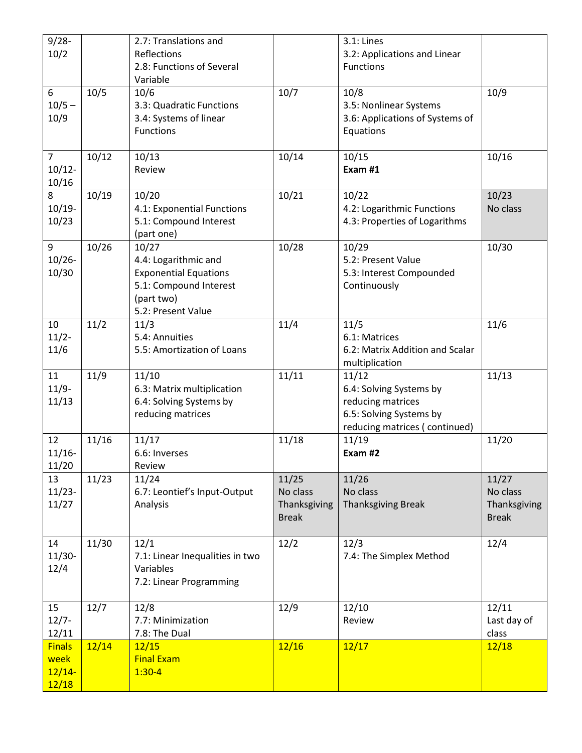| | | | | | |
|---|---|---|---|---|---|
| 9/28-10/2 | | 2.7: Translations and Reflections<br>2.8: Functions of Several Variable | | 3.1: Lines<br>3.2: Applications and Linear Functions | |
| 6<br>10/5 – 10/9 | 10/5 | 10/6<br>3.3: Quadratic Functions<br>3.4: Systems of linear Functions | 10/7 | 10/8<br>3.5: Nonlinear Systems<br>3.6: Applications of Systems of Equations | 10/9 |
| 7<br>10/12-10/16 | 10/12 | 10/13<br>Review | 10/14 | 10/15<br>**Exam #1** | 10/16 |
| 8<br>10/19-10/23 | 10/19 | 10/20<br>4.1: Exponential Functions<br>5.1: Compound Interest (part one) | 10/21 | 10/22<br>4.2: Logarithmic Functions<br>4.3: Properties of Logarithms | 10/23<br>No class |
| 9<br>10/26-10/30 | 10/26 | 10/27<br>4.4: Logarithmic and Exponential Equations<br>5.1: Compound Interest (part two)<br>5.2: Present Value | 10/28 | 10/29<br>5.2: Present Value<br>5.3: Interest Compounded Continuously | 10/30 |
| 10<br>11/2-11/6 | 11/2 | 11/3<br>5.4: Annuities<br>5.5: Amortization of Loans | 11/4 | 11/5<br>6.1: Matrices<br>6.2: Matrix Addition and Scalar multiplication | 11/6 |
| 11<br>11/9-11/13 | 11/9 | 11/10<br>6.3: Matrix multiplication<br>6.4: Solving Systems by reducing matrices | 11/11 | 11/12<br>6.4: Solving Systems by reducing matrices<br>6.5: Solving Systems by reducing matrices ( continued) | 11/13 |
| 12<br>11/16-11/20 | 11/16 | 11/17<br>6.6: Inverses<br>Review | 11/18 | 11/19<br>**Exam #2** | 11/20 |
| 13<br>11/23-11/27 | 11/23 | 11/24<br>6.7: Leontief's Input-Output Analysis | 11/25<br>No class<br>Thanksgiving Break | 11/26<br>No class<br>Thanksgiving Break | 11/27<br>No class<br>Thanksgiving Break |
| 14<br>11/30-12/4 | 11/30 | 12/1<br>7.1: Linear Inequalities in two Variables<br>7.2: Linear Programming | 12/2 | 12/3<br>7.4: The Simplex Method | 12/4 |
| 15<br>12/7-12/11 | 12/7 | 12/8<br>7.7: Minimization<br>7.8: The Dual | 12/9 | 12/10<br>Review | 12/11<br>Last day of class |
| Finals week<br>12/14-12/18 | 12/14 | 12/15<br>Final Exam<br>1:30-4 | 12/16 | 12/17 | 12/18 |